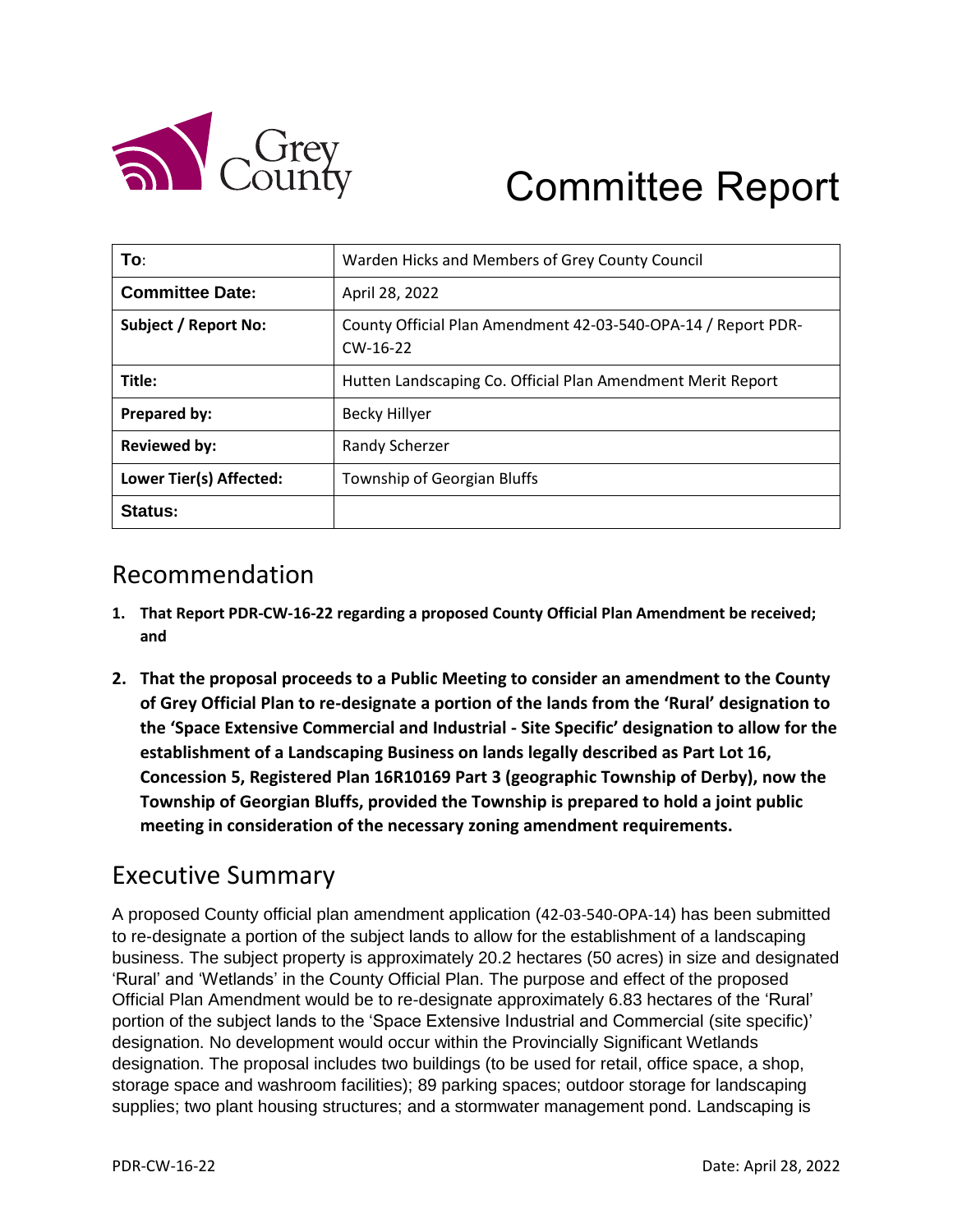# Committee Report

| **To**: | Warden Hicks and Members of Grey County Council |
|---|---|
| **Committee Date:** | April 28, 2022 |
| **Subject / Report No:** | County Official Plan Amendment 42-03-540-OPA-14 / Report PDR-CW-16-22 |
| **Title:** | Hutten Landscaping Co. Official Plan Amendment Merit Report |
| **Prepared by:** | Becky Hillyer |
| **Reviewed by:** | Randy Scherzer |
| **Lower Tier(s) Affected:** | Township of Georgian Bluffs |
| **Status:** | |

## Recommendation

1. **That Report PDR-CW-16-22 regarding a proposed County Official Plan Amendment be received; and**

2. **That the proposal proceeds to a Public Meeting to consider an amendment to the County of Grey Official Plan to re-designate a portion of the lands from the 'Rural' designation to the 'Space Extensive Commercial and Industrial - Site Specific' designation to allow for the establishment of a Landscaping Business on lands legally described as Part Lot 16, Concession 5, Registered Plan 16R10169 Part 3 (geographic Township of Derby), now the Township of Georgian Bluffs, provided the Township is prepared to hold a joint public meeting in consideration of the necessary zoning amendment requirements.**

## Executive Summary

A proposed County official plan amendment application (42-03-540-OPA-14) has been submitted to re-designate a portion of the subject lands to allow for the establishment of a landscaping business. The subject property is approximately 20.2 hectares (50 acres) in size and designated 'Rural' and 'Wetlands' in the County Official Plan. The purpose and effect of the proposed Official Plan Amendment would be to re-designate approximately 6.83 hectares of the 'Rural' portion of the subject lands to the 'Space Extensive Industrial and Commercial (site specific)' designation. No development would occur within the Provincially Significant Wetlands designation. The proposal includes two buildings (to be used for retail, office space, a shop, storage space and washroom facilities); 89 parking spaces; outdoor storage for landscaping supplies; two plant housing structures; and a stormwater management pond. Landscaping is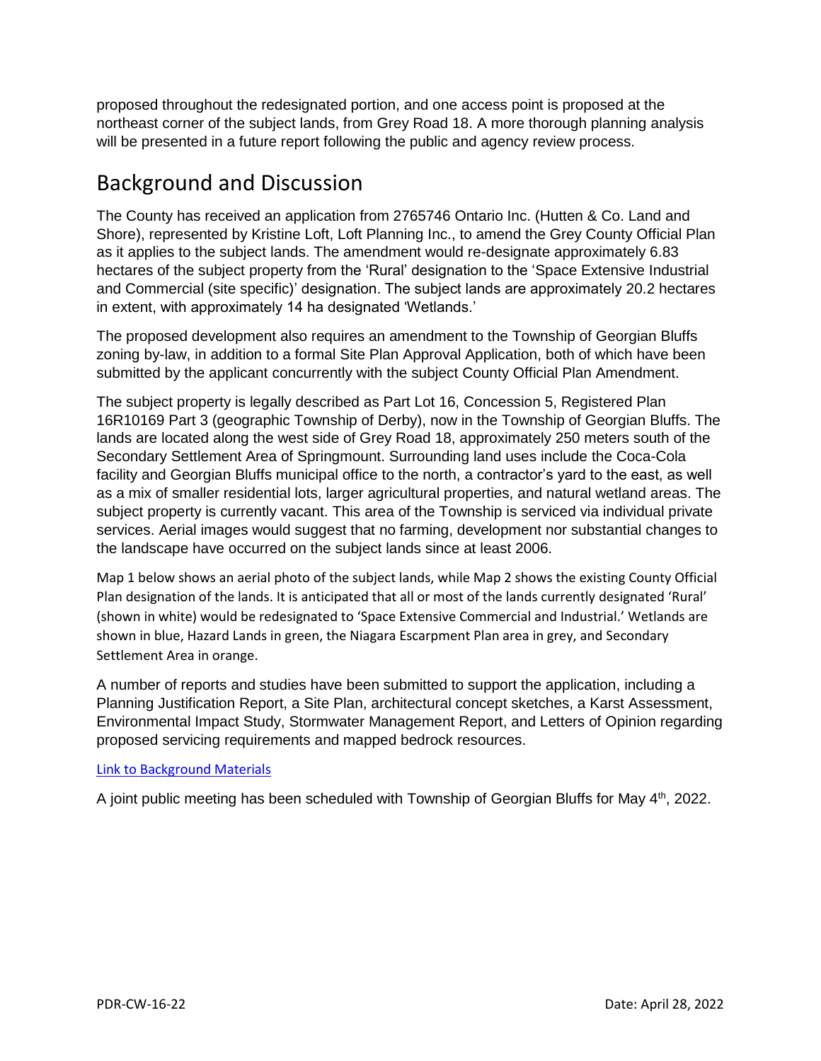proposed throughout the redesignated portion, and one access point is proposed at the northeast corner of the subject lands, from Grey Road 18. A more thorough planning analysis will be presented in a future report following the public and agency review process.

## Background and Discussion

The County has received an application from 2765746 Ontario Inc. (Hutten & Co. Land and Shore), represented by Kristine Loft, Loft Planning Inc., to amend the Grey County Official Plan as it applies to the subject lands. The amendment would re-designate approximately 6.83 hectares of the subject property from the 'Rural' designation to the 'Space Extensive Industrial and Commercial (site specific)' designation. The subject lands are approximately 20.2 hectares in extent, with approximately 14 ha designated 'Wetlands.'

The proposed development also requires an amendment to the Township of Georgian Bluffs zoning by-law, in addition to a formal Site Plan Approval Application, both of which have been submitted by the applicant concurrently with the subject County Official Plan Amendment.

The subject property is legally described as Part Lot 16, Concession 5, Registered Plan 16R10169 Part 3 (geographic Township of Derby), now in the Township of Georgian Bluffs. The lands are located along the west side of Grey Road 18, approximately 250 meters south of the Secondary Settlement Area of Springmount. Surrounding land uses include the Coca-Cola facility and Georgian Bluffs municipal office to the north, a contractor's yard to the east, as well as a mix of smaller residential lots, larger agricultural properties, and natural wetland areas. The subject property is currently vacant. This area of the Township is serviced via individual private services. Aerial images would suggest that no farming, development nor substantial changes to the landscape have occurred on the subject lands since at least 2006.

Map 1 below shows an aerial photo of the subject lands, while Map 2 shows the existing County Official Plan designation of the lands. It is anticipated that all or most of the lands currently designated 'Rural' (shown in white) would be redesignated to 'Space Extensive Commercial and Industrial.' Wetlands are shown in blue, Hazard Lands in green, the Niagara Escarpment Plan area in grey, and Secondary Settlement Area in orange.

A number of reports and studies have been submitted to support the application, including a Planning Justification Report, a Site Plan, architectural concept sketches, a Karst Assessment, Environmental Impact Study, Stormwater Management Report, and Letters of Opinion regarding proposed servicing requirements and mapped bedrock resources.

[Link to Background Materials]

A joint public meeting has been scheduled with Township of Georgian Bluffs for May 4th, 2022.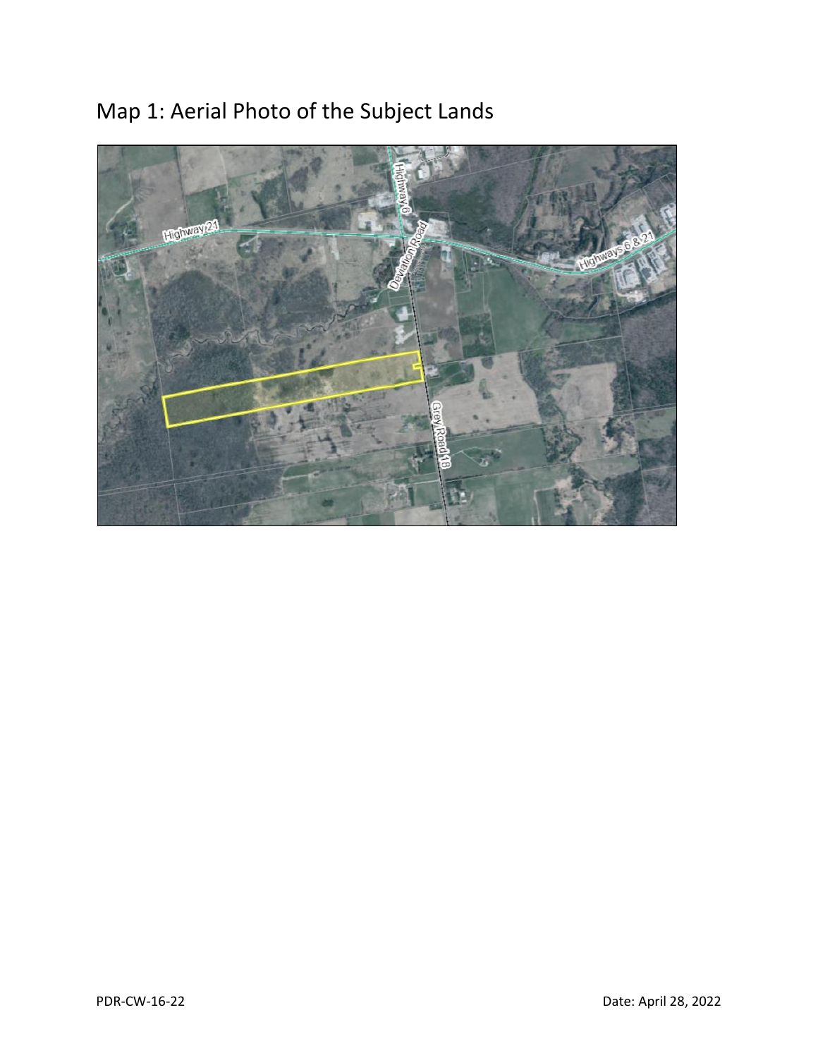# Map 1: Aerial Photo of the Subject Lands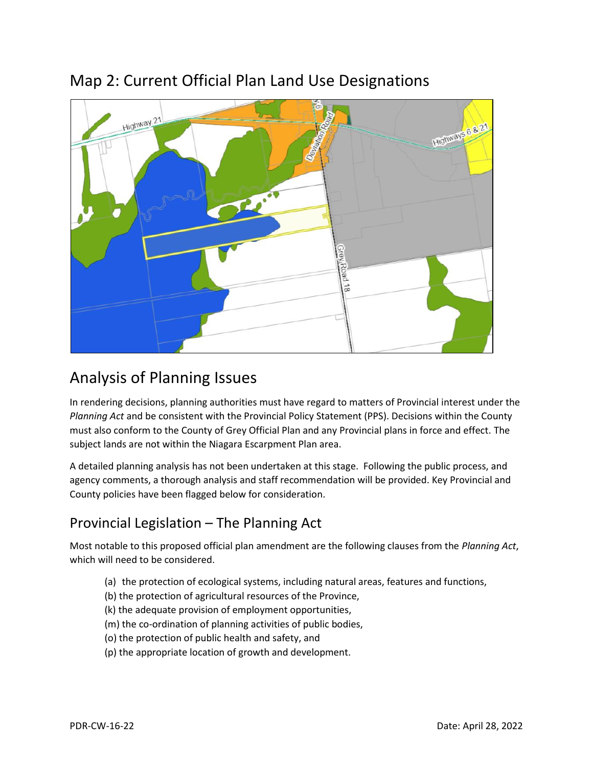## Map 2: Current Official Plan Land Use Designations

## Analysis of Planning Issues

In rendering decisions, planning authorities must have regard to matters of Provincial interest under the *Planning Act* and be consistent with the Provincial Policy Statement (PPS). Decisions within the County must also conform to the County of Grey Official Plan and any Provincial plans in force and effect. The subject lands are not within the Niagara Escarpment Plan area.

A detailed planning analysis has not been undertaken at this stage. Following the public process, and agency comments, a thorough analysis and staff recommendation will be provided. Key Provincial and County policies have been flagged below for consideration.

### Provincial Legislation – The Planning Act

Most notable to this proposed official plan amendment are the following clauses from the *Planning Act*, which will need to be considered.

(a) the protection of ecological systems, including natural areas, features and functions,
(b) the protection of agricultural resources of the Province,
(k) the adequate provision of employment opportunities,
(m) the co-ordination of planning activities of public bodies,
(o) the protection of public health and safety, and
(p) the appropriate location of growth and development.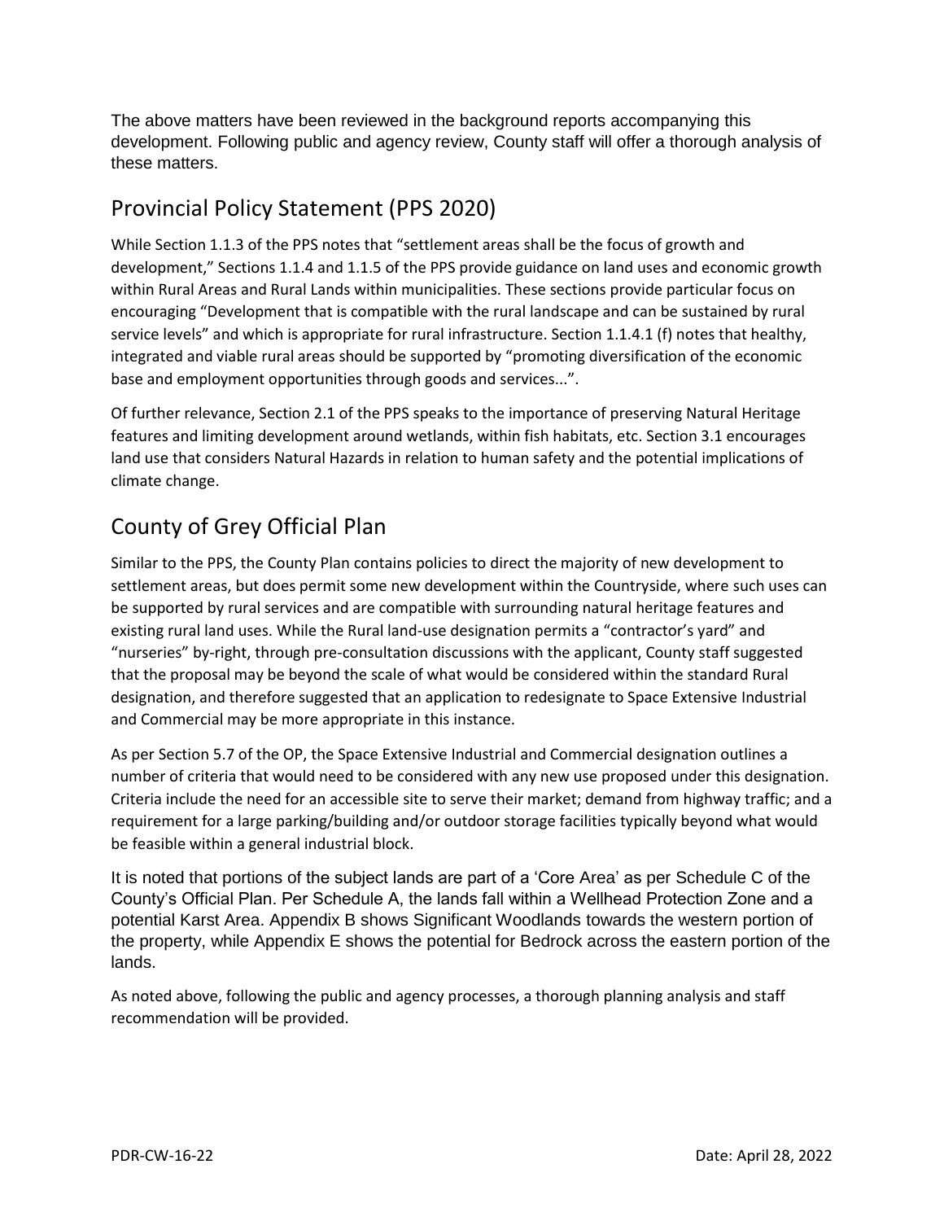The above matters have been reviewed in the background reports accompanying this development. Following public and agency review, County staff will offer a thorough analysis of these matters.

## Provincial Policy Statement (PPS 2020)

While Section 1.1.3 of the PPS notes that "settlement areas shall be the focus of growth and development," Sections 1.1.4 and 1.1.5 of the PPS provide guidance on land uses and economic growth within Rural Areas and Rural Lands within municipalities. These sections provide particular focus on encouraging "Development that is compatible with the rural landscape and can be sustained by rural service levels" and which is appropriate for rural infrastructure. Section 1.1.4.1 (f) notes that healthy, integrated and viable rural areas should be supported by "promoting diversification of the economic base and employment opportunities through goods and services...".

Of further relevance, Section 2.1 of the PPS speaks to the importance of preserving Natural Heritage features and limiting development around wetlands, within fish habitats, etc. Section 3.1 encourages land use that considers Natural Hazards in relation to human safety and the potential implications of climate change.

## County of Grey Official Plan

Similar to the PPS, the County Plan contains policies to direct the majority of new development to settlement areas, but does permit some new development within the Countryside, where such uses can be supported by rural services and are compatible with surrounding natural heritage features and existing rural land uses. While the Rural land-use designation permits a "contractor's yard" and "nurseries" by-right, through pre-consultation discussions with the applicant, County staff suggested that the proposal may be beyond the scale of what would be considered within the standard Rural designation, and therefore suggested that an application to redesignate to Space Extensive Industrial and Commercial may be more appropriate in this instance.

As per Section 5.7 of the OP, the Space Extensive Industrial and Commercial designation outlines a number of criteria that would need to be considered with any new use proposed under this designation. Criteria include the need for an accessible site to serve their market; demand from highway traffic; and a requirement for a large parking/building and/or outdoor storage facilities typically beyond what would be feasible within a general industrial block.

It is noted that portions of the subject lands are part of a 'Core Area' as per Schedule C of the County's Official Plan. Per Schedule A, the lands fall within a Wellhead Protection Zone and a potential Karst Area. Appendix B shows Significant Woodlands towards the western portion of the property, while Appendix E shows the potential for Bedrock across the eastern portion of the lands.

As noted above, following the public and agency processes, a thorough planning analysis and staff recommendation will be provided.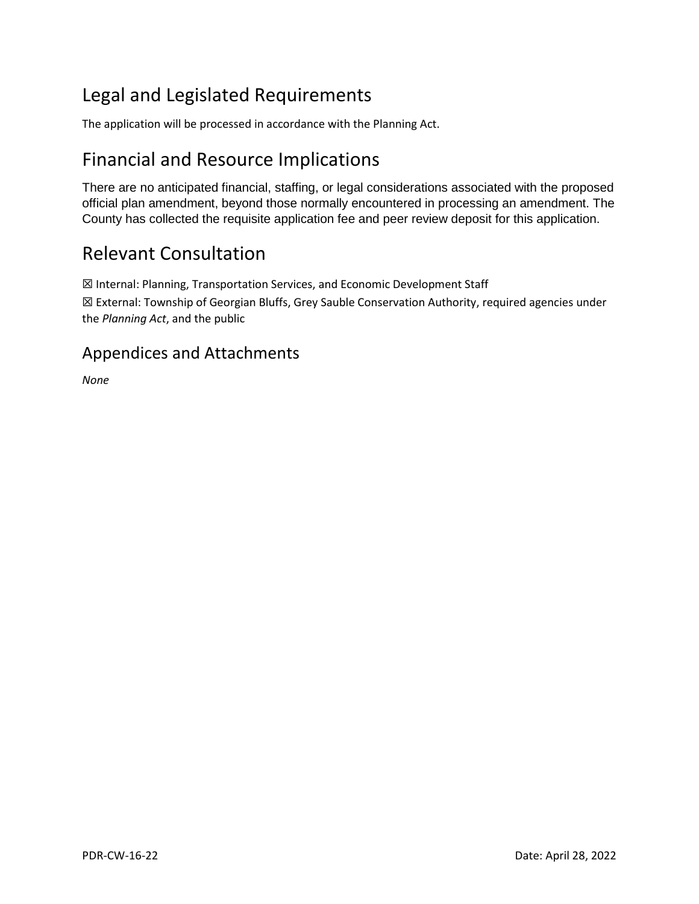## Legal and Legislated Requirements

The application will be processed in accordance with the Planning Act.

## Financial and Resource Implications

There are no anticipated financial, staffing, or legal considerations associated with the proposed official plan amendment, beyond those normally encountered in processing an amendment. The County has collected the requisite application fee and peer review deposit for this application.

## Relevant Consultation

☒ Internal: Planning, Transportation Services, and Economic Development Staff

☒ External: Township of Georgian Bluffs, Grey Sauble Conservation Authority, required agencies under the *Planning Act*, and the public

### Appendices and Attachments

*None*